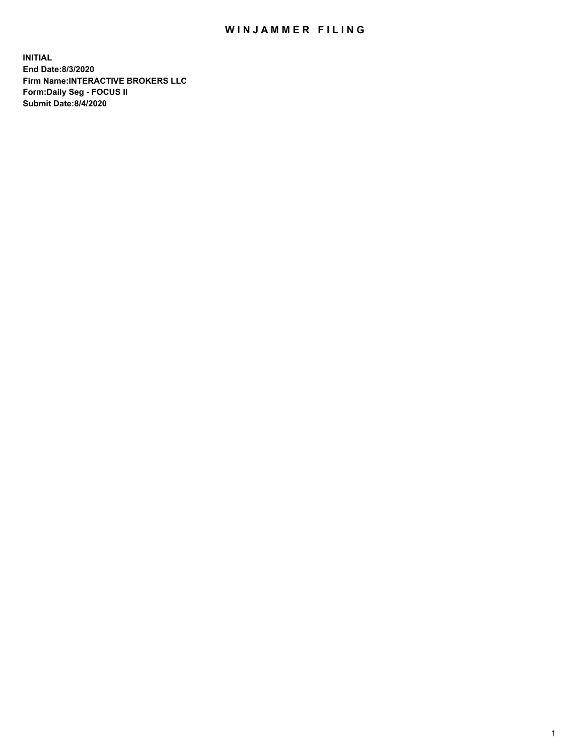# WINJAMMER FILING

**INITIAL**
**End Date:8/3/2020**
**Firm Name:INTERACTIVE BROKERS LLC**
**Form:Daily Seg - FOCUS II**
**Submit Date:8/4/2020**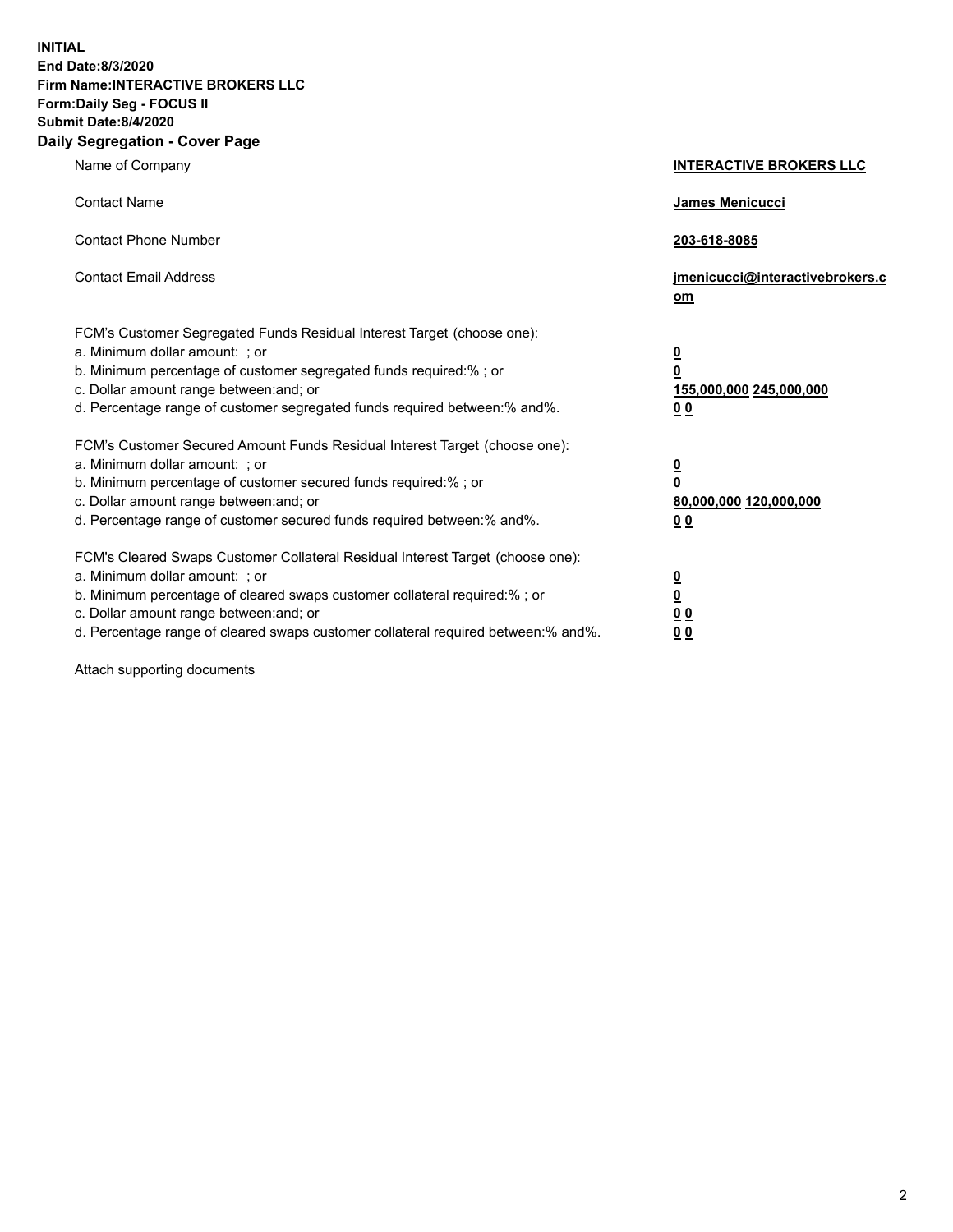**INITIAL**
**End Date:8/3/2020**
**Firm Name:INTERACTIVE BROKERS LLC**
**Form:Daily Seg - FOCUS II**
**Submit Date:8/4/2020**

## Daily Segregation - Cover Page

| | |
|---|---|
| Name of Company | **INTERACTIVE BROKERS LLC** |
| Contact Name | **James Menicucci** |
| Contact Phone Number | **203-618-8085** |
| Contact Email Address | **jmenicucci@interactivebrokers.com** |

FCM's Customer Segregated Funds Residual Interest Target (choose one):

| | |
|---|---|
| a. Minimum dollar amount: ; or | **0** |
| b. Minimum percentage of customer segregated funds required:% ; or | **0** |
| c. Dollar amount range between:and; or | **155,000,000 245,000,000** |
| d. Percentage range of customer segregated funds required between:% and%. | **0 0** |

FCM's Customer Secured Amount Funds Residual Interest Target (choose one):

| | |
|---|---|
| a. Minimum dollar amount: ; or | **0** |
| b. Minimum percentage of customer secured funds required:% ; or | **0** |
| c. Dollar amount range between:and; or | **80,000,000 120,000,000** |
| d. Percentage range of customer secured funds required between:% and%. | **0 0** |

FCM's Cleared Swaps Customer Collateral Residual Interest Target (choose one):

| | |
|---|---|
| a. Minimum dollar amount: ; or | **0** |
| b. Minimum percentage of cleared swaps customer collateral required:% ; or | **0** |
| c. Dollar amount range between:and; or | **0 0** |
| d. Percentage range of cleared swaps customer collateral required between:% and%. | **0 0** |

Attach supporting documents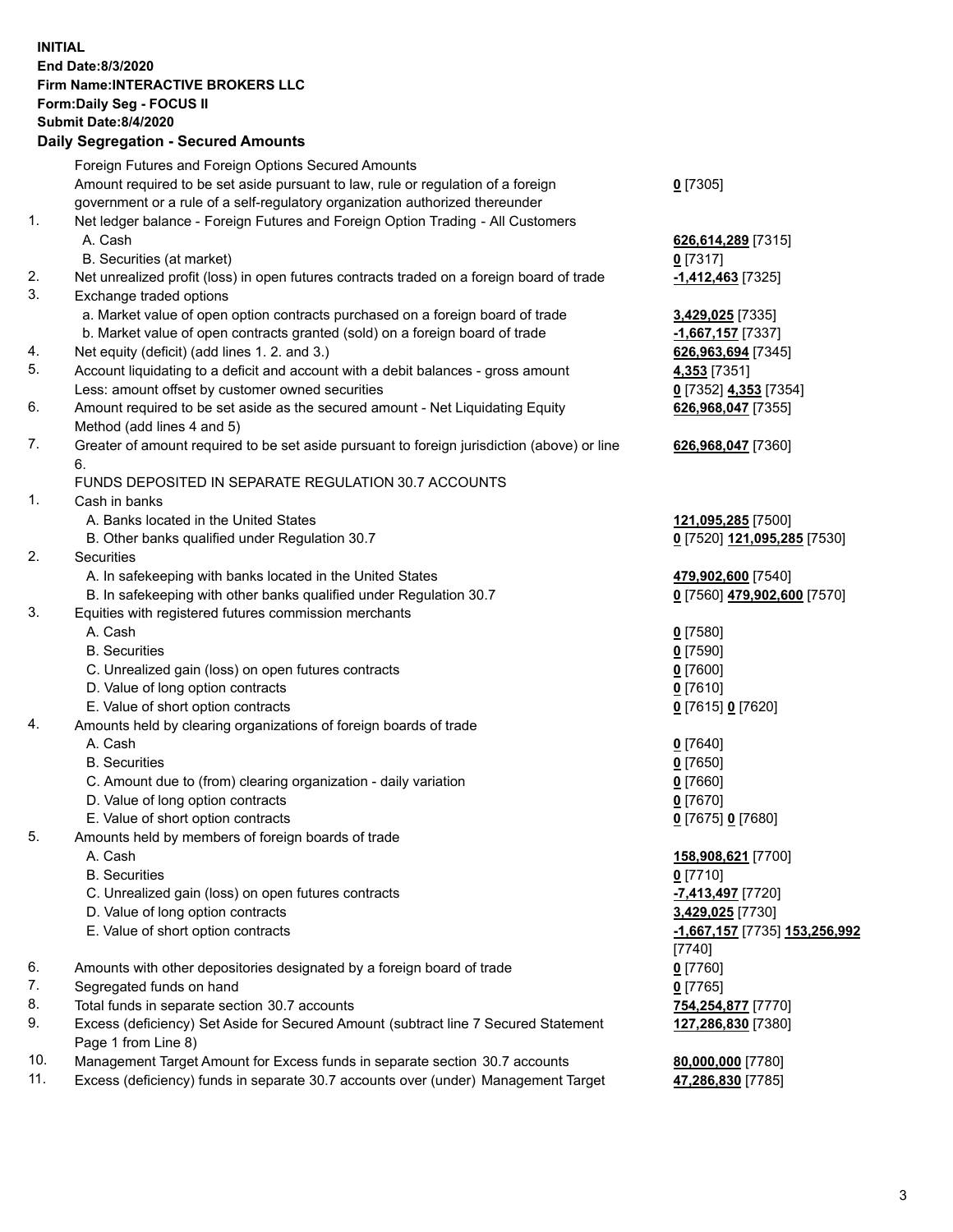**INITIAL**
**End Date:8/3/2020**
**Firm Name:INTERACTIVE BROKERS LLC**
**Form:Daily Seg - FOCUS II**
**Submit Date:8/4/2020**

## Daily Segregation - Secured Amounts

| | | |
|---|---|---|
| | Foreign Futures and Foreign Options Secured Amounts | |
| | Amount required to be set aside pursuant to law, rule or regulation of a foreign government or a rule of a self-regulatory organization authorized thereunder | **0** [7305] |
| 1. | Net ledger balance - Foreign Futures and Foreign Option Trading - All Customers | |
| | A. Cash | **626,614,289** [7315] |
| | B. Securities (at market) | **0** [7317] |
| 2. | Net unrealized profit (loss) in open futures contracts traded on a foreign board of trade | **-1,412,463** [7325] |
| 3. | Exchange traded options | |
| | a. Market value of open option contracts purchased on a foreign board of trade | **3,429,025** [7335] |
| | b. Market value of open contracts granted (sold) on a foreign board of trade | **-1,667,157** [7337] |
| 4. | Net equity (deficit) (add lines 1. 2. and 3.) | **626,963,694** [7345] |
| 5. | Account liquidating to a deficit and account with a debit balances - gross amount | **4,353** [7351] |
| | Less: amount offset by customer owned securities | **0** [7352] **4,353** [7354] |
| 6. | Amount required to be set aside as the secured amount - Net Liquidating Equity Method (add lines 4 and 5) | **626,968,047** [7355] |
| 7. | Greater of amount required to be set aside pursuant to foreign jurisdiction (above) or line 6. | **626,968,047** [7360] |
| | FUNDS DEPOSITED IN SEPARATE REGULATION 30.7 ACCOUNTS | |
| 1. | Cash in banks | |
| | A. Banks located in the United States | **121,095,285** [7500] |
| | B. Other banks qualified under Regulation 30.7 | **0** [7520] **121,095,285** [7530] |
| 2. | Securities | |
| | A. In safekeeping with banks located in the United States | **479,902,600** [7540] |
| | B. In safekeeping with other banks qualified under Regulation 30.7 | **0** [7560] **479,902,600** [7570] |
| 3. | Equities with registered futures commission merchants | |
| | A. Cash | **0** [7580] |
| | B. Securities | **0** [7590] |
| | C. Unrealized gain (loss) on open futures contracts | **0** [7600] |
| | D. Value of long option contracts | **0** [7610] |
| | E. Value of short option contracts | **0** [7615] **0** [7620] |
| 4. | Amounts held by clearing organizations of foreign boards of trade | |
| | A. Cash | **0** [7640] |
| | B. Securities | **0** [7650] |
| | C. Amount due to (from) clearing organization - daily variation | **0** [7660] |
| | D. Value of long option contracts | **0** [7670] |
| | E. Value of short option contracts | **0** [7675] **0** [7680] |
| 5. | Amounts held by members of foreign boards of trade | |
| | A. Cash | **158,908,621** [7700] |
| | B. Securities | **0** [7710] |
| | C. Unrealized gain (loss) on open futures contracts | **-7,413,497** [7720] |
| | D. Value of long option contracts | **3,429,025** [7730] |
| | E. Value of short option contracts | **-1,667,157** [7735] **153,256,992** [7740] |
| 6. | Amounts with other depositories designated by a foreign board of trade | **0** [7760] |
| 7. | Segregated funds on hand | **0** [7765] |
| 8. | Total funds in separate section 30.7 accounts | **754,254,877** [7770] |
| 9. | Excess (deficiency) Set Aside for Secured Amount (subtract line 7 Secured Statement Page 1 from Line 8) | **127,286,830** [7380] |
| 10. | Management Target Amount for Excess funds in separate section 30.7 accounts | **80,000,000** [7780] |
| 11. | Excess (deficiency) funds in separate 30.7 accounts over (under) Management Target | **47,286,830** [7785] |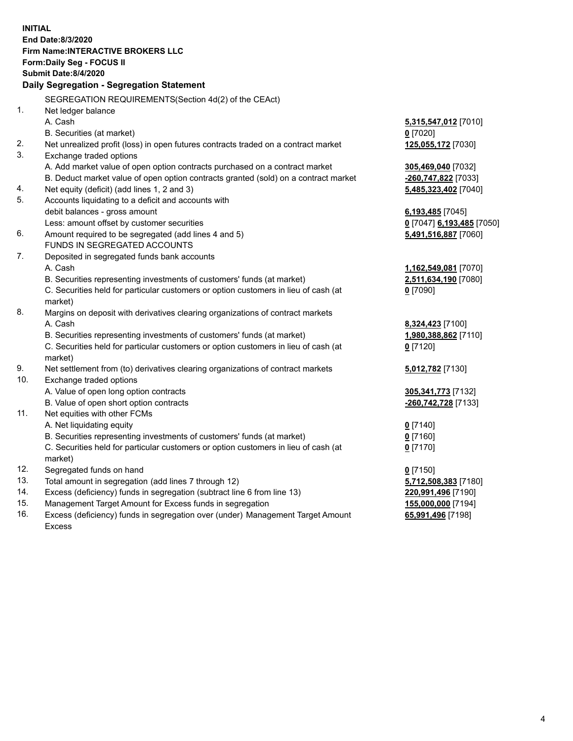**INITIAL**
**End Date:8/3/2020**
**Firm Name:INTERACTIVE BROKERS LLC**
**Form:Daily Seg - FOCUS II**
**Submit Date:8/4/2020**

**Daily Segregation - Segregation Statement**

SEGREGATION REQUIREMENTS(Section 4d(2) of the CEAct)

| | | |
|---|---|---|
| 1. | Net ledger balance | |
| | A. Cash | **5,315,547,012** [7010] |
| | B. Securities (at market) | **0** [7020] |
| 2. | Net unrealized profit (loss) in open futures contracts traded on a contract market | **125,055,172** [7030] |
| 3. | Exchange traded options | |
| | A. Add market value of open option contracts purchased on a contract market | **305,469,040** [7032] |
| | B. Deduct market value of open option contracts granted (sold) on a contract market | **-260,747,822** [7033] |
| 4. | Net equity (deficit) (add lines 1, 2 and 3) | **5,485,323,402** [7040] |
| 5. | Accounts liquidating to a deficit and accounts with | |
| | debit balances - gross amount | **6,193,485** [7045] |
| | Less: amount offset by customer securities | **0** [7047] **6,193,485** [7050] |
| 6. | Amount required to be segregated (add lines 4 and 5) | **5,491,516,887** [7060] |
| | FUNDS IN SEGREGATED ACCOUNTS | |
| 7. | Deposited in segregated funds bank accounts | |
| | A. Cash | **1,162,549,081** [7070] |
| | B. Securities representing investments of customers' funds (at market) | **2,511,634,190** [7080] |
| | C. Securities held for particular customers or option customers in lieu of cash (at market) | **0** [7090] |
| 8. | Margins on deposit with derivatives clearing organizations of contract markets | |
| | A. Cash | **8,324,423** [7100] |
| | B. Securities representing investments of customers' funds (at market) | **1,980,388,862** [7110] |
| | C. Securities held for particular customers or option customers in lieu of cash (at market) | **0** [7120] |
| 9. | Net settlement from (to) derivatives clearing organizations of contract markets | **5,012,782** [7130] |
| 10. | Exchange traded options | |
| | A. Value of open long option contracts | **305,341,773** [7132] |
| | B. Value of open short option contracts | **-260,742,728** [7133] |
| 11. | Net equities with other FCMs | |
| | A. Net liquidating equity | **0** [7140] |
| | B. Securities representing investments of customers' funds (at market) | **0** [7160] |
| | C. Securities held for particular customers or option customers in lieu of cash (at market) | **0** [7170] |
| 12. | Segregated funds on hand | **0** [7150] |
| 13. | Total amount in segregation (add lines 7 through 12) | **5,712,508,383** [7180] |
| 14. | Excess (deficiency) funds in segregation (subtract line 6 from line 13) | **220,991,496** [7190] |
| 15. | Management Target Amount for Excess funds in segregation | **155,000,000** [7194] |
| 16. | Excess (deficiency) funds in segregation over (under) Management Target Amount Excess | **65,991,496** [7198] |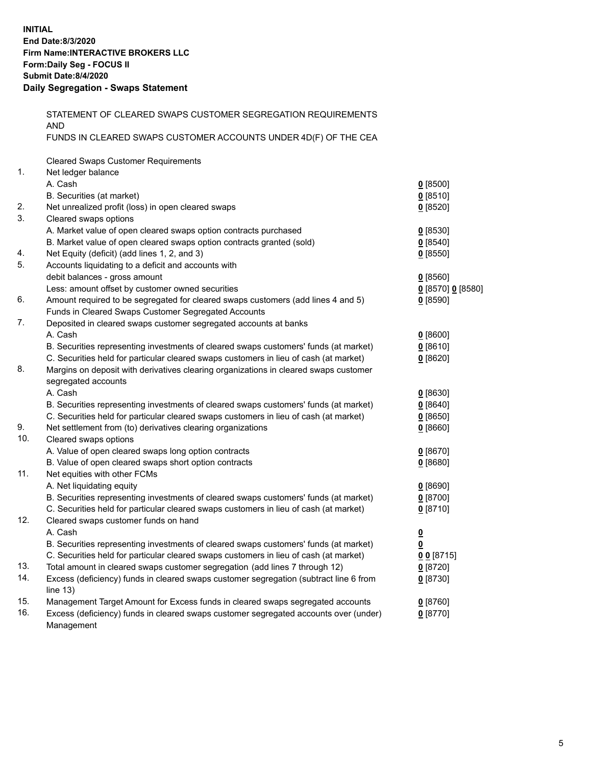**INITIAL**
**End Date:8/3/2020**
**Firm Name:INTERACTIVE BROKERS LLC**
**Form:Daily Seg - FOCUS II**
**Submit Date:8/4/2020**
**Daily Segregation - Swaps Statement**

STATEMENT OF CLEARED SWAPS CUSTOMER SEGREGATION REQUIREMENTS AND
FUNDS IN CLEARED SWAPS CUSTOMER ACCOUNTS UNDER 4D(F) OF THE CEA

| | | |
|---|---|---|
| | Cleared Swaps Customer Requirements | |
| 1. | Net ledger balance | |
| | A. Cash | 0 [8500] |
| | B. Securities (at market) | 0 [8510] |
| 2. | Net unrealized profit (loss) in open cleared swaps | 0 [8520] |
| 3. | Cleared swaps options | |
| | A. Market value of open cleared swaps option contracts purchased | 0 [8530] |
| | B. Market value of open cleared swaps option contracts granted (sold) | 0 [8540] |
| 4. | Net Equity (deficit) (add lines 1, 2, and 3) | 0 [8550] |
| 5. | Accounts liquidating to a deficit and accounts with | |
| | debit balances - gross amount | 0 [8560] |
| | Less: amount offset by customer owned securities | 0 [8570] 0 [8580] |
| 6. | Amount required to be segregated for cleared swaps customers (add lines 4 and 5) | 0 [8590] |
| | Funds in Cleared Swaps Customer Segregated Accounts | |
| 7. | Deposited in cleared swaps customer segregated accounts at banks | |
| | A. Cash | 0 [8600] |
| | B. Securities representing investments of cleared swaps customers' funds (at market) | 0 [8610] |
| | C. Securities held for particular cleared swaps customers in lieu of cash (at market) | 0 [8620] |
| 8. | Margins on deposit with derivatives clearing organizations in cleared swaps customer segregated accounts | |
| | A. Cash | 0 [8630] |
| | B. Securities representing investments of cleared swaps customers' funds (at market) | 0 [8640] |
| | C. Securities held for particular cleared swaps customers in lieu of cash (at market) | 0 [8650] |
| 9. | Net settlement from (to) derivatives clearing organizations | 0 [8660] |
| 10. | Cleared swaps options | |
| | A. Value of open cleared swaps long option contracts | 0 [8670] |
| | B. Value of open cleared swaps short option contracts | 0 [8680] |
| 11. | Net equities with other FCMs | |
| | A. Net liquidating equity | 0 [8690] |
| | B. Securities representing investments of cleared swaps customers' funds (at market) | 0 [8700] |
| | C. Securities held for particular cleared swaps customers in lieu of cash (at market) | 0 [8710] |
| 12. | Cleared swaps customer funds on hand | |
| | A. Cash | 0 |
| | B. Securities representing investments of cleared swaps customers' funds (at market) | 0 |
| | C. Securities held for particular cleared swaps customers in lieu of cash (at market) | 0 0 [8715] |
| 13. | Total amount in cleared swaps customer segregation (add lines 7 through 12) | 0 [8720] |
| 14. | Excess (deficiency) funds in cleared swaps customer segregation (subtract line 6 from line 13) | 0 [8730] |
| 15. | Management Target Amount for Excess funds in cleared swaps segregated accounts | 0 [8760] |
| 16. | Excess (deficiency) funds in cleared swaps customer segregated accounts over (under) Management | 0 [8770] |